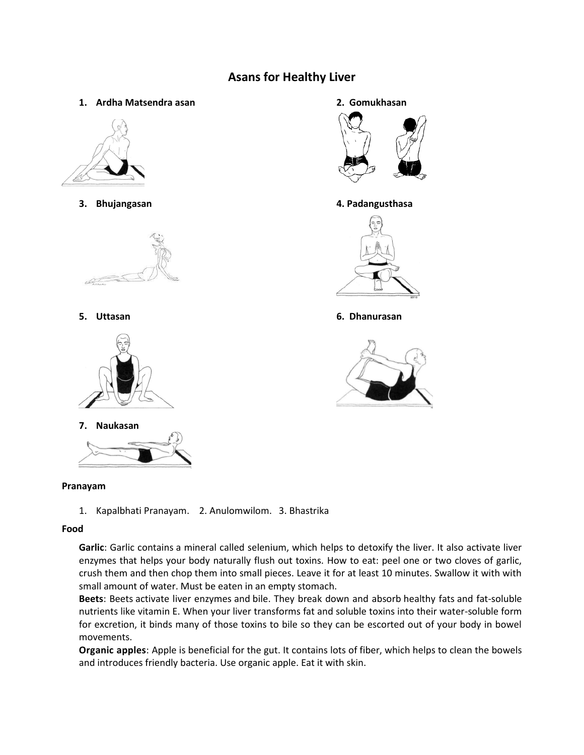# Asans for Healthy Liver

1. **Ardha Matsendra asan**
2. **Gomukhasan**
3. **Bhujangasan**
4. **Padangusthasa**
5. **Uttasan**
6. **Dhanurasan**
7. **Naukasan**

**Pranayam**

1. Kapalbhati Pranayam. 2. Anulomwilom. 3. Bhastrika

**Food**

**Garlic**: Garlic contains a mineral called selenium, which helps to detoxify the liver. It also activate liver enzymes that helps your body naturally flush out toxins. How to eat: peel one or two cloves of garlic, crush them and then chop them into small pieces. Leave it for at least 10 minutes. Swallow it with with small amount of water. Must be eaten in an empty stomach.

**Beets**: Beets activate liver enzymes and bile. They break down and absorb healthy fats and fat-soluble nutrients like vitamin E. When your liver transforms fat and soluble toxins into their water-soluble form for excretion, it binds many of those toxins to bile so they can be escorted out of your body in bowel movements.

**Organic apples**: Apple is beneficial for the gut. It contains lots of fiber, which helps to clean the bowels and introduces friendly bacteria. Use organic apple. Eat it with skin.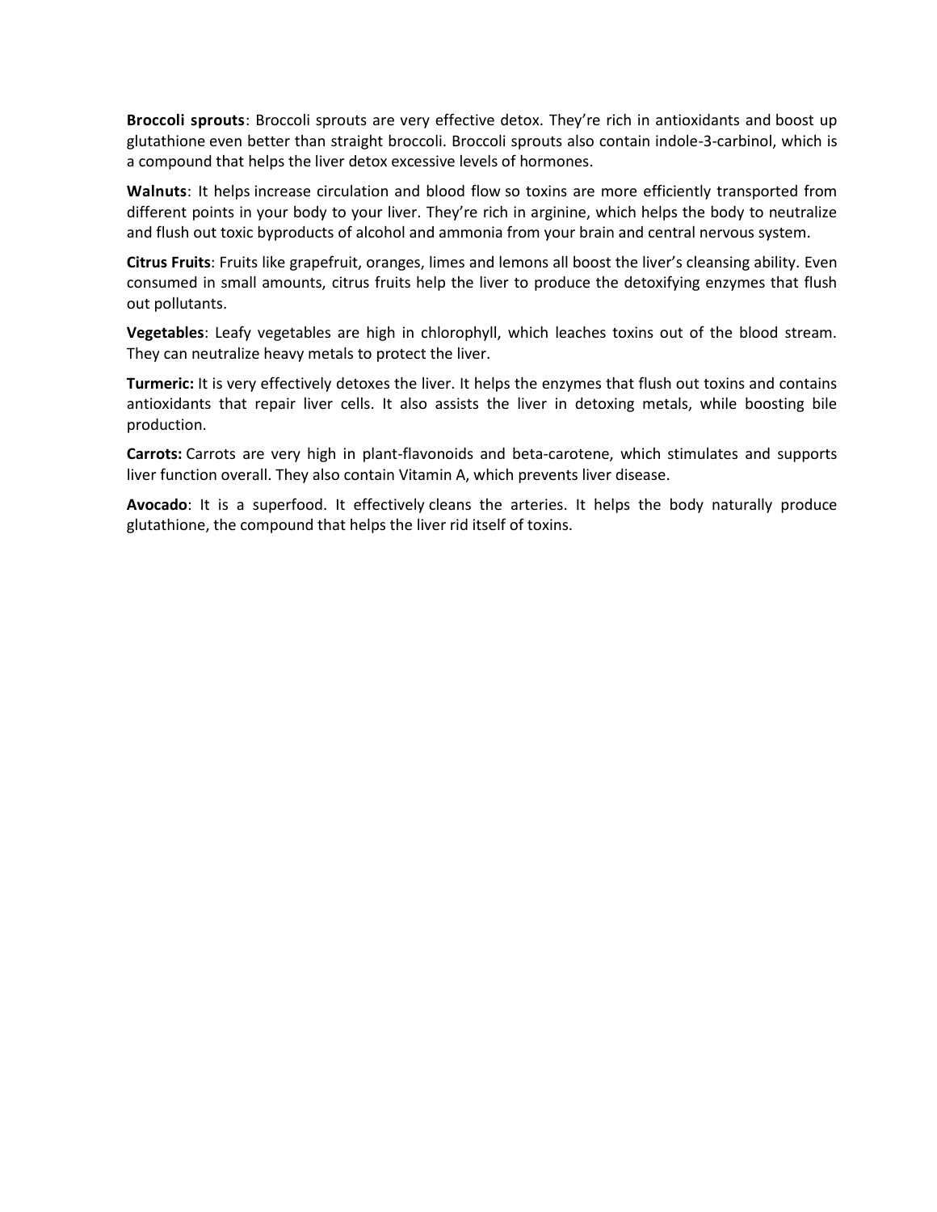**Broccoli sprouts**: Broccoli sprouts are very effective detox. They're rich in antioxidants and boost up glutathione even better than straight broccoli. Broccoli sprouts also contain indole-3-carbinol, which is a compound that helps the liver detox excessive levels of hormones.

**Walnuts**: It helps increase circulation and blood flow so toxins are more efficiently transported from different points in your body to your liver. They're rich in arginine, which helps the body to neutralize and flush out toxic byproducts of alcohol and ammonia from your brain and central nervous system.

**Citrus Fruits**: Fruits like grapefruit, oranges, limes and lemons all boost the liver's cleansing ability. Even consumed in small amounts, citrus fruits help the liver to produce the detoxifying enzymes that flush out pollutants.

**Vegetables**: Leafy vegetables are high in chlorophyll, which leaches toxins out of the blood stream. They can neutralize heavy metals to protect the liver.

**Turmeric:** It is very effectively detoxes the liver. It helps the enzymes that flush out toxins and contains antioxidants that repair liver cells. It also assists the liver in detoxing metals, while boosting bile production.

**Carrots:** Carrots are very high in plant-flavonoids and beta-carotene, which stimulates and supports liver function overall. They also contain Vitamin A, which prevents liver disease.

**Avocado**: It is a superfood. It effectively cleans the arteries. It helps the body naturally produce glutathione, the compound that helps the liver rid itself of toxins.